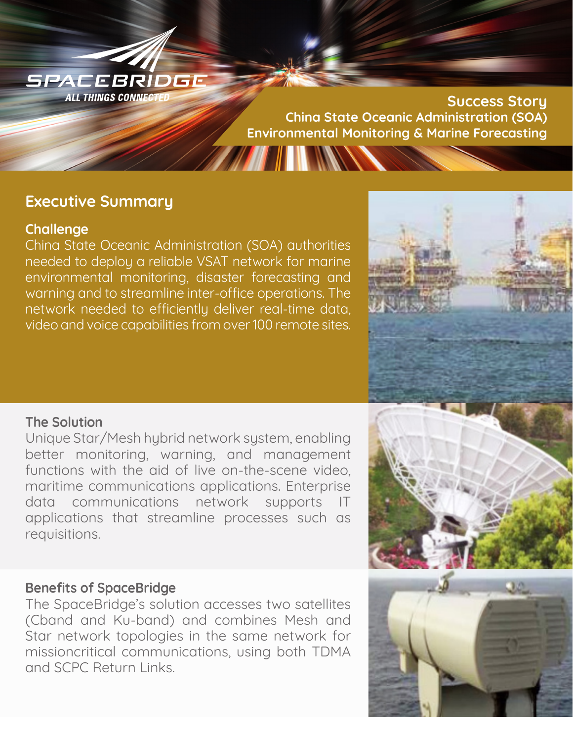SPACEBRIDGE

ALL THINGS CONNECTED

# Success Story
## China State Oceanic Administration (SOA)
## Environmental Monitoring & Marine Forecasting

## Executive Summary

### Challenge

China State Oceanic Administration (SOA) authorities needed to deploy a reliable VSAT network for marine environmental monitoring, disaster forecasting and warning and to streamline inter-office operations. The network needed to efficiently deliver real-time data, video and voice capabilities from over 100 remote sites.

### The Solution

Unique Star/Mesh hybrid network system, enabling better monitoring, warning, and management functions with the aid of live on-the-scene video, maritime communications applications. Enterprise data communications network supports IT applications that streamline processes such as requisitions.

### Benefits of SpaceBridge

The SpaceBridge's solution accesses two satellites (Cband and Ku-band) and combines Mesh and Star network topologies in the same network for missioncritical communications, using both TDMA and SCPC Return Links.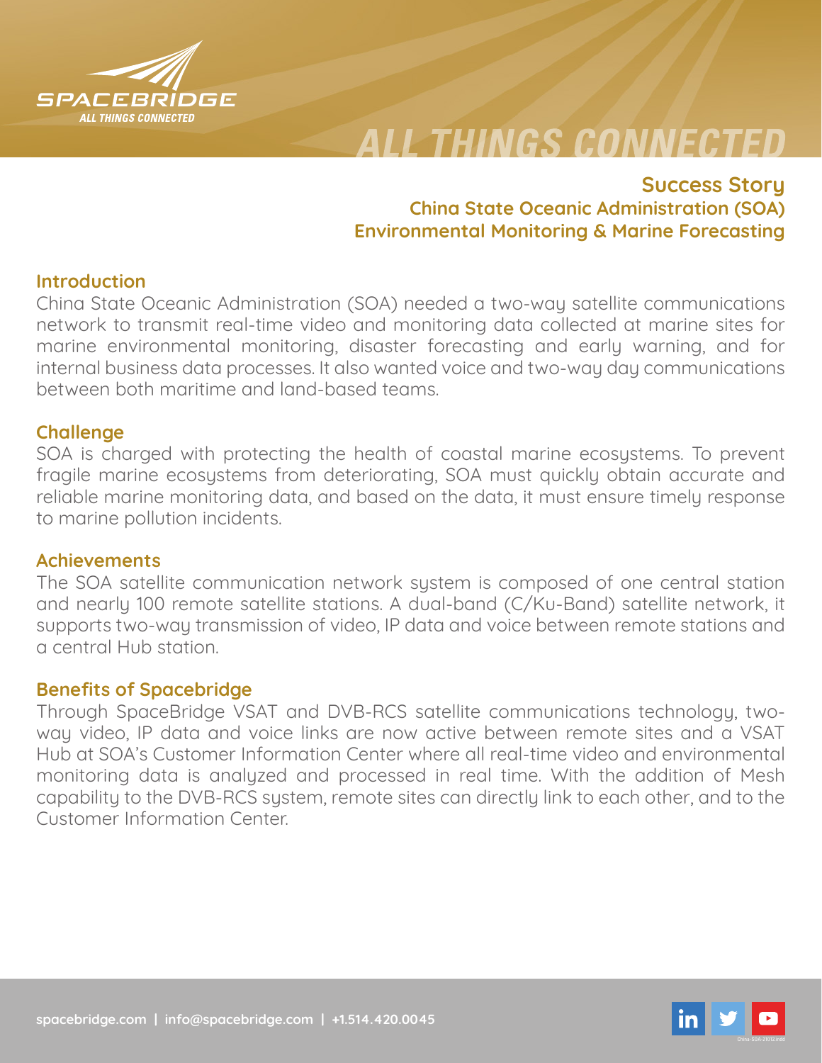SPACEBRIDGE
ALL THINGS CONNECTED

# ALL THINGS CONNECTED

## Success Story
## China State Oceanic Administration (SOA)
## Environmental Monitoring & Marine Forecasting

### Introduction

China State Oceanic Administration (SOA) needed a two-way satellite communications network to transmit real-time video and monitoring data collected at marine sites for marine environmental monitoring, disaster forecasting and early warning, and for internal business data processes. It also wanted voice and two-way day communications between both maritime and land-based teams.

### Challenge

SOA is charged with protecting the health of coastal marine ecosystems. To prevent fragile marine ecosystems from deteriorating, SOA must quickly obtain accurate and reliable marine monitoring data, and based on the data, it must ensure timely response to marine pollution incidents.

### Achievements

The SOA satellite communication network system is composed of one central station and nearly 100 remote satellite stations. A dual-band (C/Ku-Band) satellite network, it supports two-way transmission of video, IP data and voice between remote stations and a central Hub station.

### Benefits of Spacebridge

Through SpaceBridge VSAT and DVB-RCS satellite communications technology, two-way video, IP data and voice links are now active between remote sites and a VSAT Hub at SOA's Customer Information Center where all real-time video and environmental monitoring data is analyzed and processed in real time. With the addition of Mesh capability to the DVB-RCS system, remote sites can directly link to each other, and to the Customer Information Center.

spacebridge.com | info@spacebridge.com | +1.514.420.0045